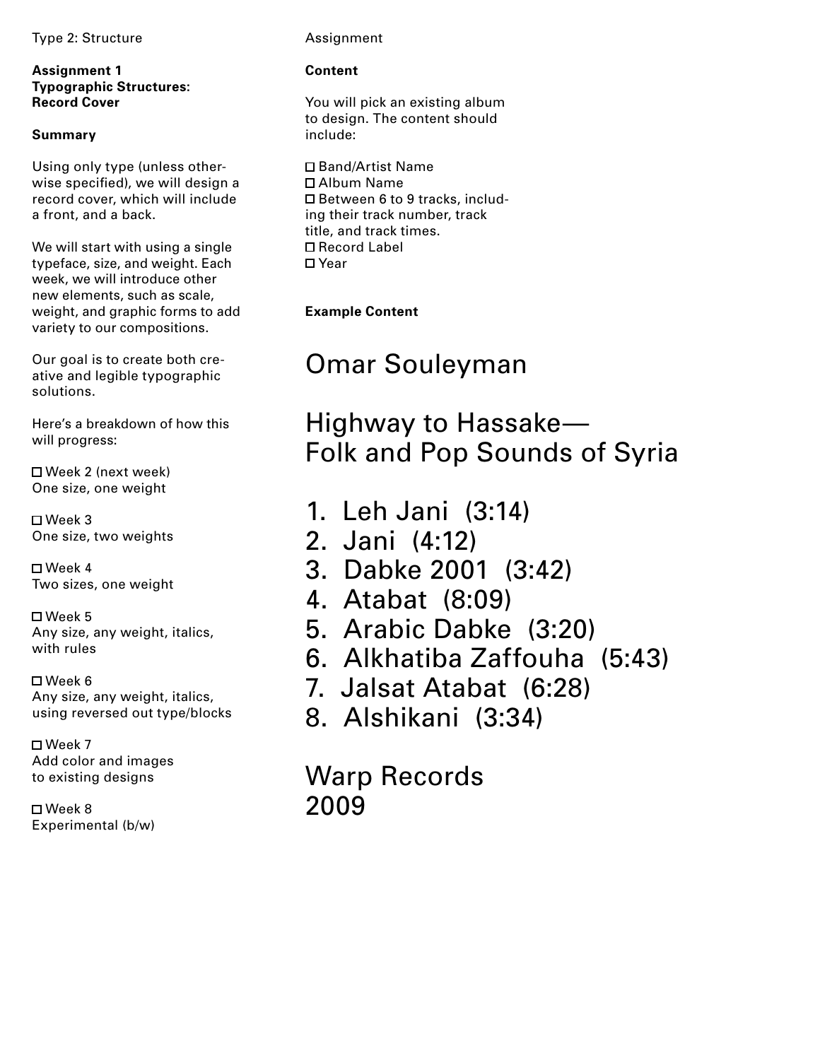Type 2: Structure

**Assignment 1**
**Typographic Structures:**
**Record Cover**

**Summary**

Using only type (unless otherwise specified), we will design a record cover, which will include a front, and a back.

We will start with using a single typeface, size, and weight. Each week, we will introduce other new elements, such as scale, weight, and graphic forms to add variety to our compositions.

Our goal is to create both creative and legible typographic solutions.

Here's a breakdown of how this will progress:

- ☐ Week 2 (next week)
  One size, one weight
- ☐ Week 3
  One size, two weights
- ☐ Week 4
  Two sizes, one weight
- ☐ Week 5
  Any size, any weight, italics, with rules
- ☐ Week 6
  Any size, any weight, italics, using reversed out type/blocks
- ☐ Week 7
  Add color and images to existing designs
- ☐ Week 8
  Experimental (b/w)

Assignment

**Content**

You will pick an existing album to design. The content should include:

- ☐ Band/Artist Name
- ☐ Album Name
- ☐ Between 6 to 9 tracks, including their track number, track title, and track times.
- ☐ Record Label
- ☐ Year

**Example Content**

Omar Souleyman

Highway to Hassake—
Folk and Pop Sounds of Syria

1. Leh Jani (3:14)
2. Jani (4:12)
3. Dabke 2001 (3:42)
4. Atabat (8:09)
5. Arabic Dabke (3:20)
6. Alkhatiba Zaffouha (5:43)
7. Jalsat Atabat (6:28)
8. Alshikani (3:34)

Warp Records
2009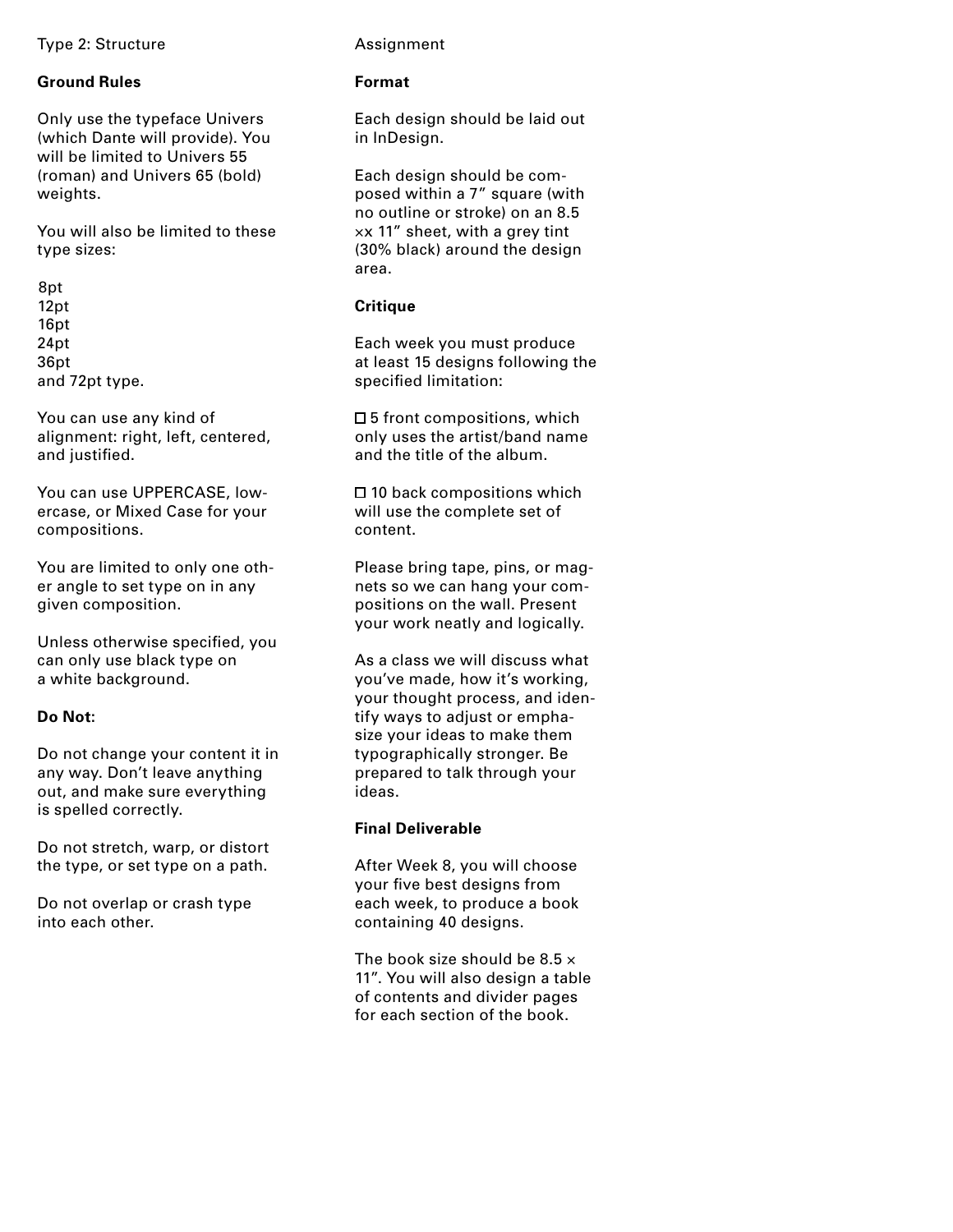Type 2: Structure

### Ground Rules

Only use the typeface Univers (which Dante will provide). You will be limited to Univers 55 (roman) and Univers 65 (bold) weights.

You will also be limited to these type sizes:

8pt
12pt
16pt
24pt
36pt
and 72pt type.

You can use any kind of alignment: right, left, centered, and justified.

You can use UPPERCASE, lowercase, or Mixed Case for your compositions.

You are limited to only one other angle to set type on in any given composition.

Unless otherwise specified, you can only use black type on a white background.

### Do Not:

Do not change your content it in any way. Don't leave anything out, and make sure everything is spelled correctly.

Do not stretch, warp, or distort the type, or set type on a path.

Do not overlap or crash type into each other.

Assignment

### Format

Each design should be laid out in InDesign.

Each design should be composed within a 7" square (with no outline or stroke) on an 8.5 ×× 11" sheet, with a grey tint (30% black) around the design area.

### Critique

Each week you must produce at least 15 designs following the specified limitation:

- ☐ 5 front compositions, which only uses the artist/band name and the title of the album.
- ☐ 10 back compositions which will use the complete set of content.

Please bring tape, pins, or magnets so we can hang your compositions on the wall. Present your work neatly and logically.

As a class we will discuss what you've made, how it's working, your thought process, and identify ways to adjust or emphasize your ideas to make them typographically stronger. Be prepared to talk through your ideas.

### Final Deliverable

After Week 8, you will choose your five best designs from each week, to produce a book containing 40 designs.

The book size should be 8.5 × 11". You will also design a table of contents and divider pages for each section of the book.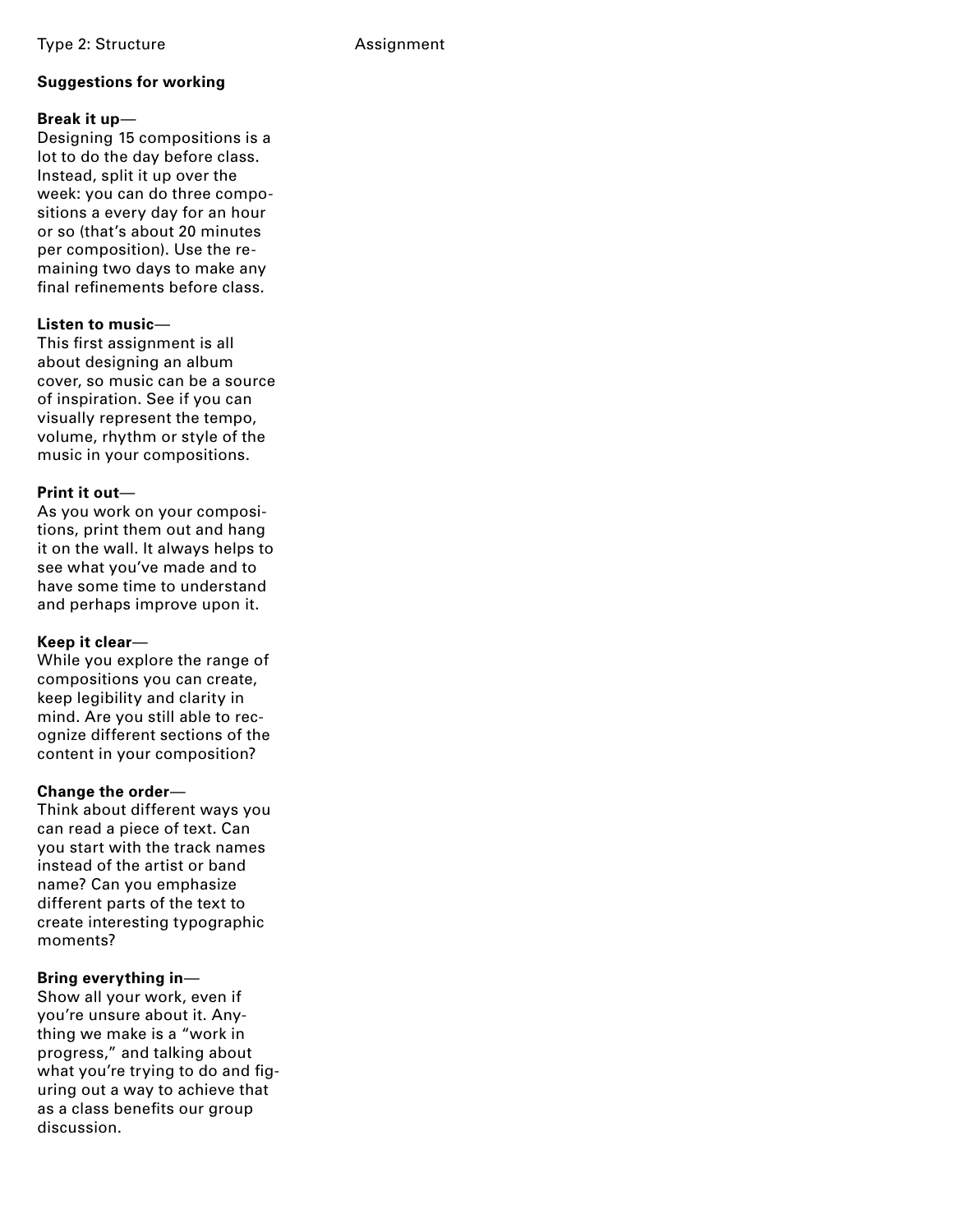## Suggestions for working

**Break it up**—
Designing 15 compositions is a lot to do the day before class. Instead, split it up over the week: you can do three compositions a every day for an hour or so (that's about 20 minutes per composition). Use the remaining two days to make any final refinements before class.

**Listen to music**—
This first assignment is all about designing an album cover, so music can be a source of inspiration. See if you can visually represent the tempo, volume, rhythm or style of the music in your compositions.

**Print it out**—
As you work on your compositions, print them out and hang it on the wall. It always helps to see what you've made and to have some time to understand and perhaps improve upon it.

**Keep it clear**—
While you explore the range of compositions you can create, keep legibility and clarity in mind. Are you still able to recognize different sections of the content in your composition?

**Change the order**—
Think about different ways you can read a piece of text. Can you start with the track names instead of the artist or band name? Can you emphasize different parts of the text to create interesting typographic moments?

**Bring everything in**—
Show all your work, even if you're unsure about it. Anything we make is a "work in progress," and talking about what you're trying to do and figuring out a way to achieve that as a class benefits our group discussion.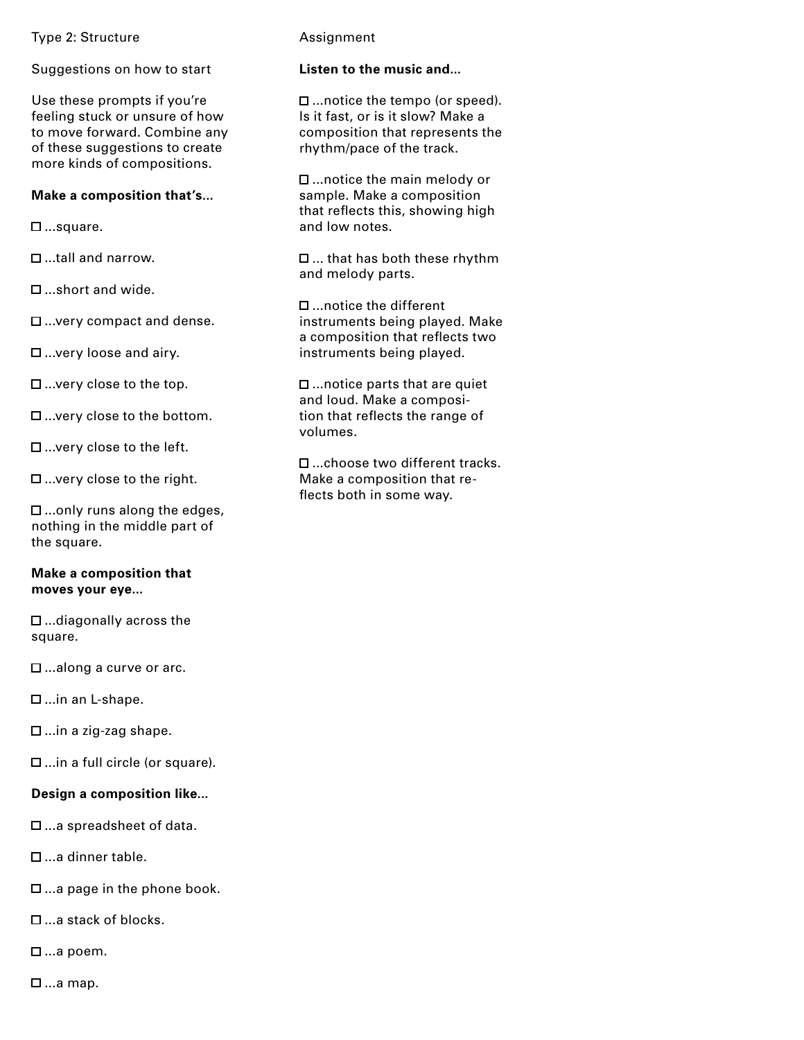Type 2: Structure

Suggestions on how to start

Use these prompts if you're feeling stuck or unsure of how to move forward. Combine any of these suggestions to create more kinds of compositions.

**Make a composition that's...**

- ☐ ...square.
- ☐ ...tall and narrow.
- ☐ ...short and wide.
- ☐ ...very compact and dense.
- ☐ ...very loose and airy.
- ☐ ...very close to the top.
- ☐ ...very close to the bottom.
- ☐ ...very close to the left.
- ☐ ...very close to the right.
- ☐ ...only runs along the edges, nothing in the middle part of the square.

**Make a composition that moves your eye...**

- ☐ ...diagonally across the square.
- ☐ ...along a curve or arc.
- ☐ ...in an L-shape.
- ☐ ...in a zig-zag shape.
- ☐ ...in a full circle (or square).

**Design a composition like...**

- ☐ ...a spreadsheet of data.
- ☐ ...a dinner table.
- ☐ ...a page in the phone book.
- ☐ ...a stack of blocks.
- ☐ ...a poem.
- ☐ ...a map.

Assignment

**Listen to the music and...**

- ☐ ...notice the tempo (or speed). Is it fast, or is it slow? Make a composition that represents the rhythm/pace of the track.
- ☐ ...notice the main melody or sample. Make a composition that reflects this, showing high and low notes.
- ☐ ... that has both these rhythm and melody parts.
- ☐ ...notice the different instruments being played. Make a composition that reflects two instruments being played.
- ☐ ...notice parts that are quiet and loud. Make a composition that reflects the range of volumes.
- ☐ ...choose two different tracks. Make a composition that reflects both in some way.